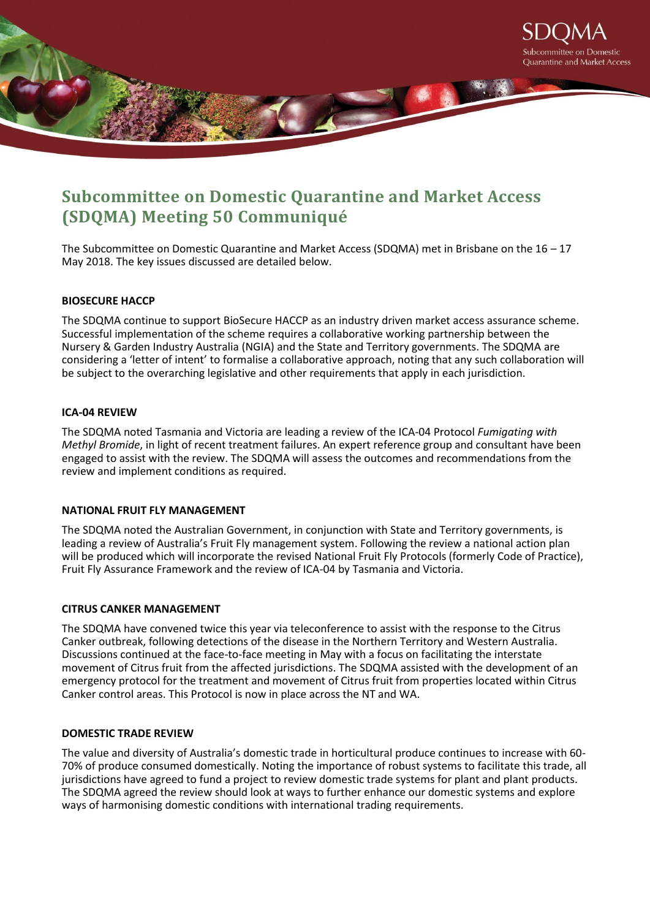# Subcommittee on Domestic Quarantine and Market Access (SDQMA) Meeting 50 Communiqué

The Subcommittee on Domestic Quarantine and Market Access (SDQMA) met in Brisbane on the 16 – 17 May 2018. The key issues discussed are detailed below.

## BIOSECURE HACCP

The SDQMA continue to support BioSecure HACCP as an industry driven market access assurance scheme. Successful implementation of the scheme requires a collaborative working partnership between the Nursery & Garden Industry Australia (NGIA) and the State and Territory governments. The SDQMA are considering a 'letter of intent' to formalise a collaborative approach, noting that any such collaboration will be subject to the overarching legislative and other requirements that apply in each jurisdiction.

## ICA-04 REVIEW

The SDQMA noted Tasmania and Victoria are leading a review of the ICA-04 Protocol *Fumigating with Methyl Bromide*, in light of recent treatment failures. An expert reference group and consultant have been engaged to assist with the review. The SDQMA will assess the outcomes and recommendations from the review and implement conditions as required.

## NATIONAL FRUIT FLY MANAGEMENT

The SDQMA noted the Australian Government, in conjunction with State and Territory governments, is leading a review of Australia's Fruit Fly management system. Following the review a national action plan will be produced which will incorporate the revised National Fruit Fly Protocols (formerly Code of Practice), Fruit Fly Assurance Framework and the review of ICA-04 by Tasmania and Victoria.

## CITRUS CANKER MANAGEMENT

The SDQMA have convened twice this year via teleconference to assist with the response to the Citrus Canker outbreak, following detections of the disease in the Northern Territory and Western Australia. Discussions continued at the face-to-face meeting in May with a focus on facilitating the interstate movement of Citrus fruit from the affected jurisdictions. The SDQMA assisted with the development of an emergency protocol for the treatment and movement of Citrus fruit from properties located within Citrus Canker control areas. This Protocol is now in place across the NT and WA.

## DOMESTIC TRADE REVIEW

The value and diversity of Australia's domestic trade in horticultural produce continues to increase with 60-70% of produce consumed domestically. Noting the importance of robust systems to facilitate this trade, all jurisdictions have agreed to fund a project to review domestic trade systems for plant and plant products. The SDQMA agreed the review should look at ways to further enhance our domestic systems and explore ways of harmonising domestic conditions with international trading requirements.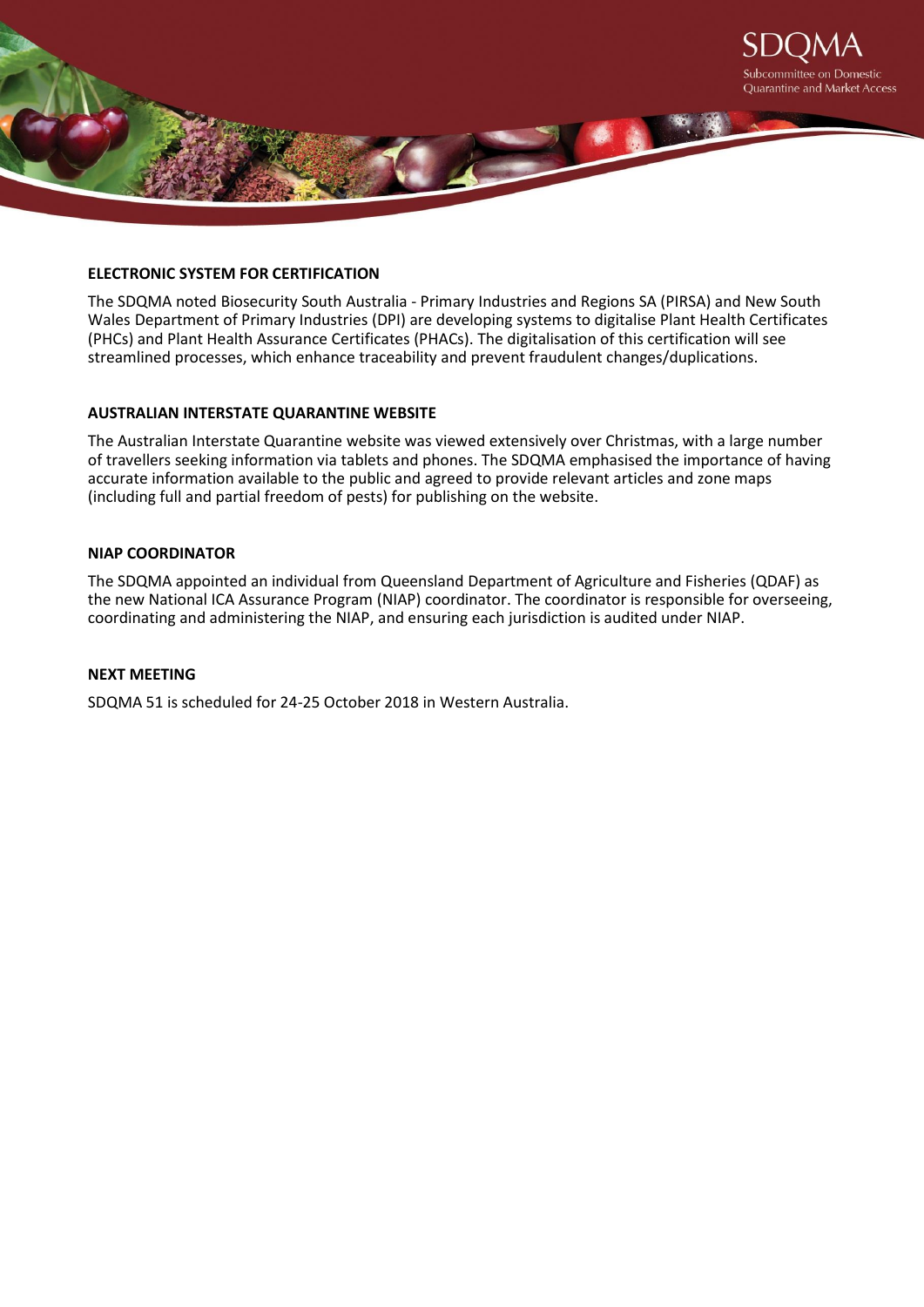## ELECTRONIC SYSTEM FOR CERTIFICATION

The SDQMA noted Biosecurity South Australia - Primary Industries and Regions SA (PIRSA) and New South Wales Department of Primary Industries (DPI) are developing systems to digitalise Plant Health Certificates (PHCs) and Plant Health Assurance Certificates (PHACs). The digitalisation of this certification will see streamlined processes, which enhance traceability and prevent fraudulent changes/duplications.

## AUSTRALIAN INTERSTATE QUARANTINE WEBSITE

The Australian Interstate Quarantine website was viewed extensively over Christmas, with a large number of travellers seeking information via tablets and phones. The SDQMA emphasised the importance of having accurate information available to the public and agreed to provide relevant articles and zone maps (including full and partial freedom of pests) for publishing on the website.

## NIAP COORDINATOR

The SDQMA appointed an individual from Queensland Department of Agriculture and Fisheries (QDAF) as the new National ICA Assurance Program (NIAP) coordinator. The coordinator is responsible for overseeing, coordinating and administering the NIAP, and ensuring each jurisdiction is audited under NIAP.

## NEXT MEETING

SDQMA 51 is scheduled for 24-25 October 2018 in Western Australia.